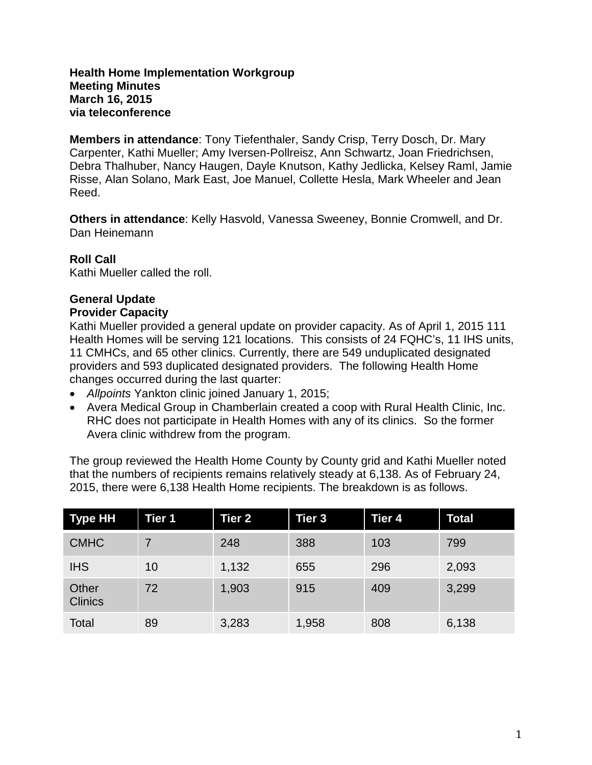**Health Home Implementation Workgroup**
**Meeting Minutes**
**March 16, 2015**
**via teleconference**

**Members in attendance**: Tony Tiefenthaler, Sandy Crisp, Terry Dosch, Dr. Mary Carpenter, Kathi Mueller; Amy Iversen-Pollreisz, Ann Schwartz, Joan Friedrichsen, Debra Thalhuber, Nancy Haugen, Dayle Knutson, Kathy Jedlicka, Kelsey Raml, Jamie Risse, Alan Solano, Mark East, Joe Manuel, Collette Hesla, Mark Wheeler and Jean Reed.

**Others in attendance**: Kelly Hasvold, Vanessa Sweeney, Bonnie Cromwell, and Dr. Dan Heinemann

**Roll Call**
Kathi Mueller called the roll.

**General Update**
**Provider Capacity**
Kathi Mueller provided a general update on provider capacity. As of April 1, 2015 111 Health Homes will be serving 121 locations. This consists of 24 FQHC's, 11 IHS units, 11 CMHCs, and 65 other clinics. Currently, there are 549 unduplicated designated providers and 593 duplicated designated providers. The following Health Home changes occurred during the last quarter:

- *Allpoints* Yankton clinic joined January 1, 2015;
- Avera Medical Group in Chamberlain created a coop with Rural Health Clinic, Inc. RHC does not participate in Health Homes with any of its clinics. So the former Avera clinic withdrew from the program.

The group reviewed the Health Home County by County grid and Kathi Mueller noted that the numbers of recipients remains relatively steady at 6,138. As of February 24, 2015, there were 6,138 Health Home recipients. The breakdown is as follows.

| Type HH | Tier 1 | Tier 2 | Tier 3 | Tier 4 | Total |
|---|---|---|---|---|---|
| CMHC | 7 | 248 | 388 | 103 | 799 |
| IHS | 10 | 1,132 | 655 | 296 | 2,093 |
| Other Clinics | 72 | 1,903 | 915 | 409 | 3,299 |
| Total | 89 | 3,283 | 1,958 | 808 | 6,138 |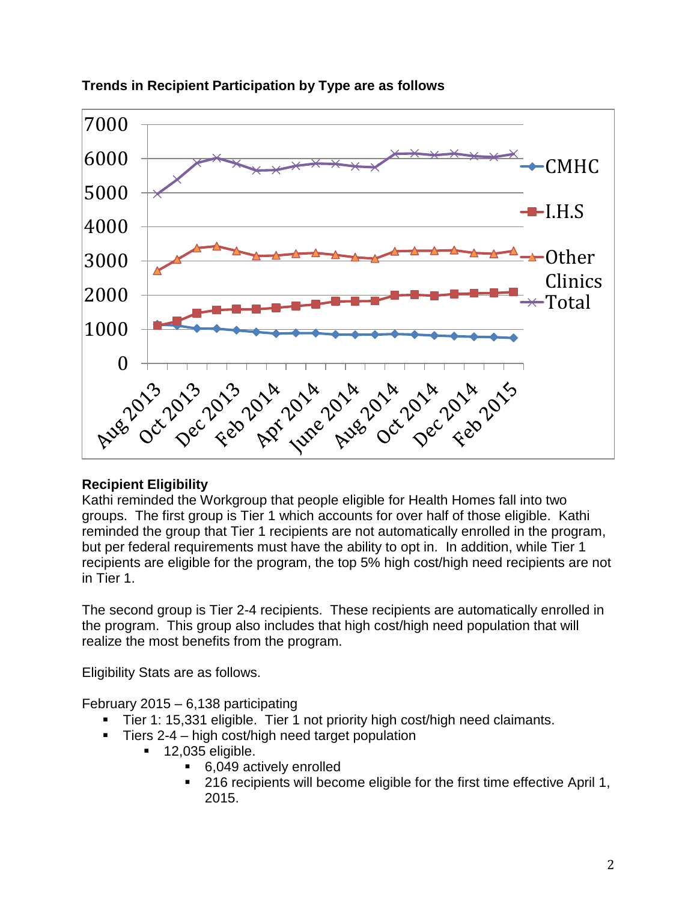**Trends in Recipient Participation by Type are as follows**

**Recipient Eligibility**

Kathi reminded the Workgroup that people eligible for Health Homes fall into two groups. The first group is Tier 1 which accounts for over half of those eligible. Kathi reminded the group that Tier 1 recipients are not automatically enrolled in the program, but per federal requirements must have the ability to opt in. In addition, while Tier 1 recipients are eligible for the program, the top 5% high cost/high need recipients are not in Tier 1.

The second group is Tier 2-4 recipients. These recipients are automatically enrolled in the program. This group also includes that high cost/high need population that will realize the most benefits from the program.

Eligibility Stats are as follows.

February 2015 – 6,138 participating

- Tier 1: 15,331 eligible. Tier 1 not priority high cost/high need claimants.
- Tiers 2-4 – high cost/high need target population
  - 12,035 eligible.
    - 6,049 actively enrolled
    - 216 recipients will become eligible for the first time effective April 1, 2015.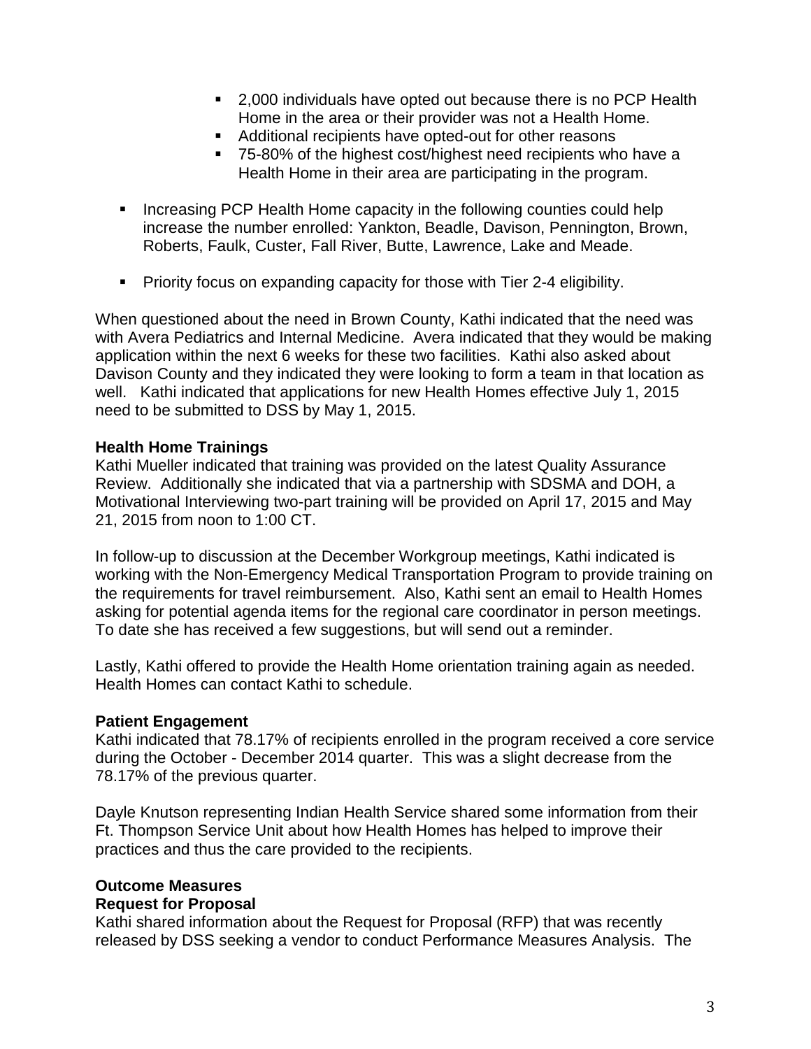- 2,000 individuals have opted out because there is no PCP Health Home in the area or their provider was not a Health Home.
  - Additional recipients have opted-out for other reasons
  - 75-80% of the highest cost/highest need recipients who have a Health Home in their area are participating in the program.

- Increasing PCP Health Home capacity in the following counties could help increase the number enrolled: Yankton, Beadle, Davison, Pennington, Brown, Roberts, Faulk, Custer, Fall River, Butte, Lawrence, Lake and Meade.

- Priority focus on expanding capacity for those with Tier 2-4 eligibility.

When questioned about the need in Brown County, Kathi indicated that the need was with Avera Pediatrics and Internal Medicine. Avera indicated that they would be making application within the next 6 weeks for these two facilities. Kathi also asked about Davison County and they indicated they were looking to form a team in that location as well. Kathi indicated that applications for new Health Homes effective July 1, 2015 need to be submitted to DSS by May 1, 2015.

**Health Home Trainings**
Kathi Mueller indicated that training was provided on the latest Quality Assurance Review. Additionally she indicated that via a partnership with SDSMA and DOH, a Motivational Interviewing two-part training will be provided on April 17, 2015 and May 21, 2015 from noon to 1:00 CT.

In follow-up to discussion at the December Workgroup meetings, Kathi indicated is working with the Non-Emergency Medical Transportation Program to provide training on the requirements for travel reimbursement. Also, Kathi sent an email to Health Homes asking for potential agenda items for the regional care coordinator in person meetings. To date she has received a few suggestions, but will send out a reminder.

Lastly, Kathi offered to provide the Health Home orientation training again as needed. Health Homes can contact Kathi to schedule.

**Patient Engagement**
Kathi indicated that 78.17% of recipients enrolled in the program received a core service during the October - December 2014 quarter. This was a slight decrease from the 78.17% of the previous quarter.

Dayle Knutson representing Indian Health Service shared some information from their Ft. Thompson Service Unit about how Health Homes has helped to improve their practices and thus the care provided to the recipients.

**Outcome Measures**
**Request for Proposal**
Kathi shared information about the Request for Proposal (RFP) that was recently released by DSS seeking a vendor to conduct Performance Measures Analysis. The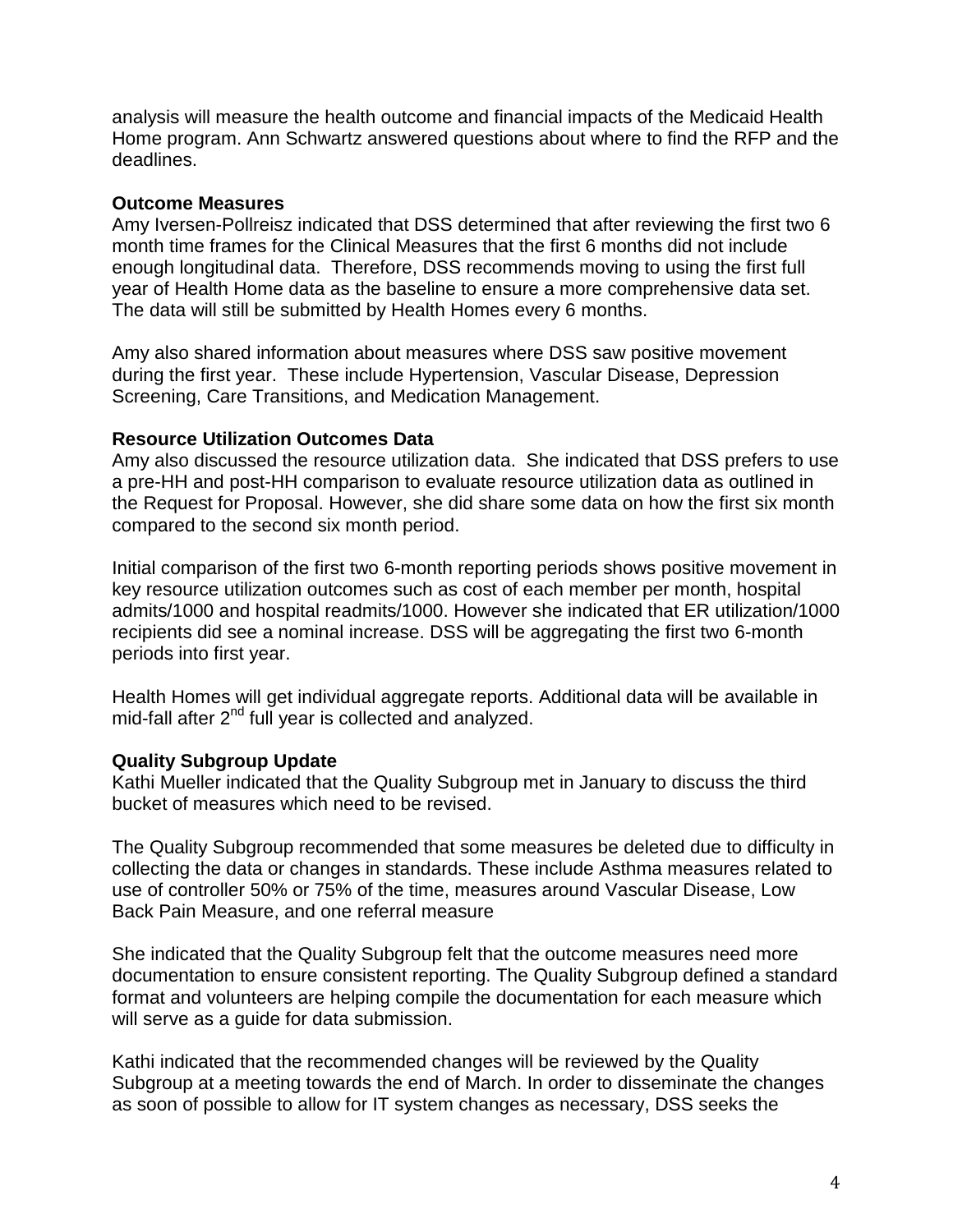analysis will measure the health outcome and financial impacts of the Medicaid Health Home program. Ann Schwartz answered questions about where to find the RFP and the deadlines.

**Outcome Measures**
Amy Iversen-Pollreisz indicated that DSS determined that after reviewing the first two 6 month time frames for the Clinical Measures that the first 6 months did not include enough longitudinal data. Therefore, DSS recommends moving to using the first full year of Health Home data as the baseline to ensure a more comprehensive data set. The data will still be submitted by Health Homes every 6 months.

Amy also shared information about measures where DSS saw positive movement during the first year. These include Hypertension, Vascular Disease, Depression Screening, Care Transitions, and Medication Management.

**Resource Utilization Outcomes Data**
Amy also discussed the resource utilization data. She indicated that DSS prefers to use a pre-HH and post-HH comparison to evaluate resource utilization data as outlined in the Request for Proposal. However, she did share some data on how the first six month compared to the second six month period.

Initial comparison of the first two 6-month reporting periods shows positive movement in key resource utilization outcomes such as cost of each member per month, hospital admits/1000 and hospital readmits/1000. However she indicated that ER utilization/1000 recipients did see a nominal increase. DSS will be aggregating the first two 6-month periods into first year.

Health Homes will get individual aggregate reports. Additional data will be available in mid-fall after 2nd full year is collected and analyzed.

**Quality Subgroup Update**
Kathi Mueller indicated that the Quality Subgroup met in January to discuss the third bucket of measures which need to be revised.

The Quality Subgroup recommended that some measures be deleted due to difficulty in collecting the data or changes in standards. These include Asthma measures related to use of controller 50% or 75% of the time, measures around Vascular Disease, Low Back Pain Measure, and one referral measure

She indicated that the Quality Subgroup felt that the outcome measures need more documentation to ensure consistent reporting. The Quality Subgroup defined a standard format and volunteers are helping compile the documentation for each measure which will serve as a guide for data submission.

Kathi indicated that the recommended changes will be reviewed by the Quality Subgroup at a meeting towards the end of March. In order to disseminate the changes as soon of possible to allow for IT system changes as necessary, DSS seeks the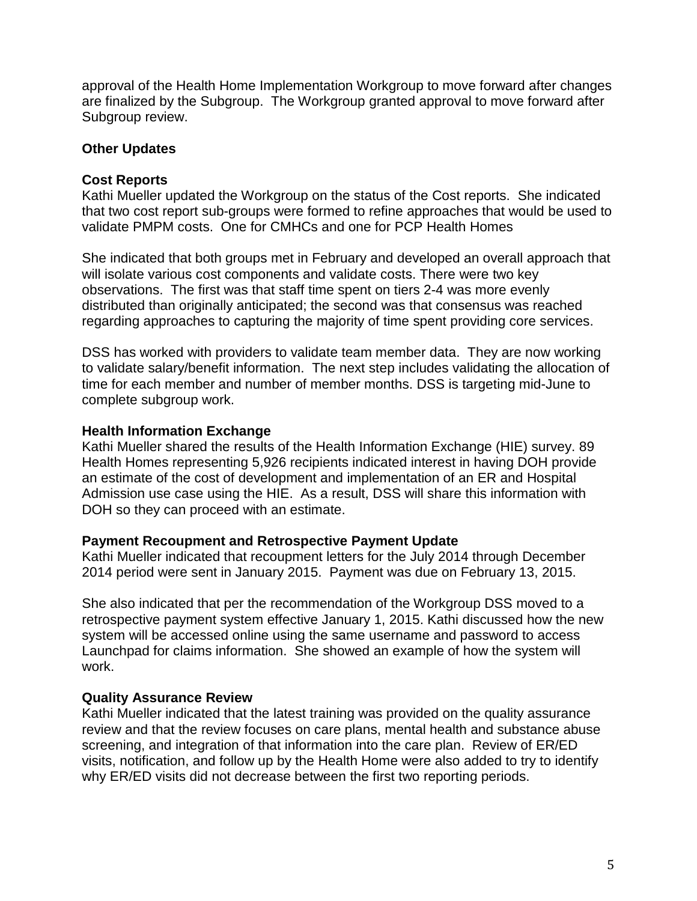approval of the Health Home Implementation Workgroup to move forward after changes are finalized by the Subgroup. The Workgroup granted approval to move forward after Subgroup review.

## Other Updates

### Cost Reports

Kathi Mueller updated the Workgroup on the status of the Cost reports. She indicated that two cost report sub-groups were formed to refine approaches that would be used to validate PMPM costs. One for CMHCs and one for PCP Health Homes

She indicated that both groups met in February and developed an overall approach that will isolate various cost components and validate costs. There were two key observations. The first was that staff time spent on tiers 2-4 was more evenly distributed than originally anticipated; the second was that consensus was reached regarding approaches to capturing the majority of time spent providing core services.

DSS has worked with providers to validate team member data. They are now working to validate salary/benefit information. The next step includes validating the allocation of time for each member and number of member months. DSS is targeting mid-June to complete subgroup work.

### Health Information Exchange

Kathi Mueller shared the results of the Health Information Exchange (HIE) survey. 89 Health Homes representing 5,926 recipients indicated interest in having DOH provide an estimate of the cost of development and implementation of an ER and Hospital Admission use case using the HIE. As a result, DSS will share this information with DOH so they can proceed with an estimate.

### Payment Recoupment and Retrospective Payment Update

Kathi Mueller indicated that recoupment letters for the July 2014 through December 2014 period were sent in January 2015. Payment was due on February 13, 2015.

She also indicated that per the recommendation of the Workgroup DSS moved to a retrospective payment system effective January 1, 2015. Kathi discussed how the new system will be accessed online using the same username and password to access Launchpad for claims information. She showed an example of how the system will work.

### Quality Assurance Review

Kathi Mueller indicated that the latest training was provided on the quality assurance review and that the review focuses on care plans, mental health and substance abuse screening, and integration of that information into the care plan. Review of ER/ED visits, notification, and follow up by the Health Home were also added to try to identify why ER/ED visits did not decrease between the first two reporting periods.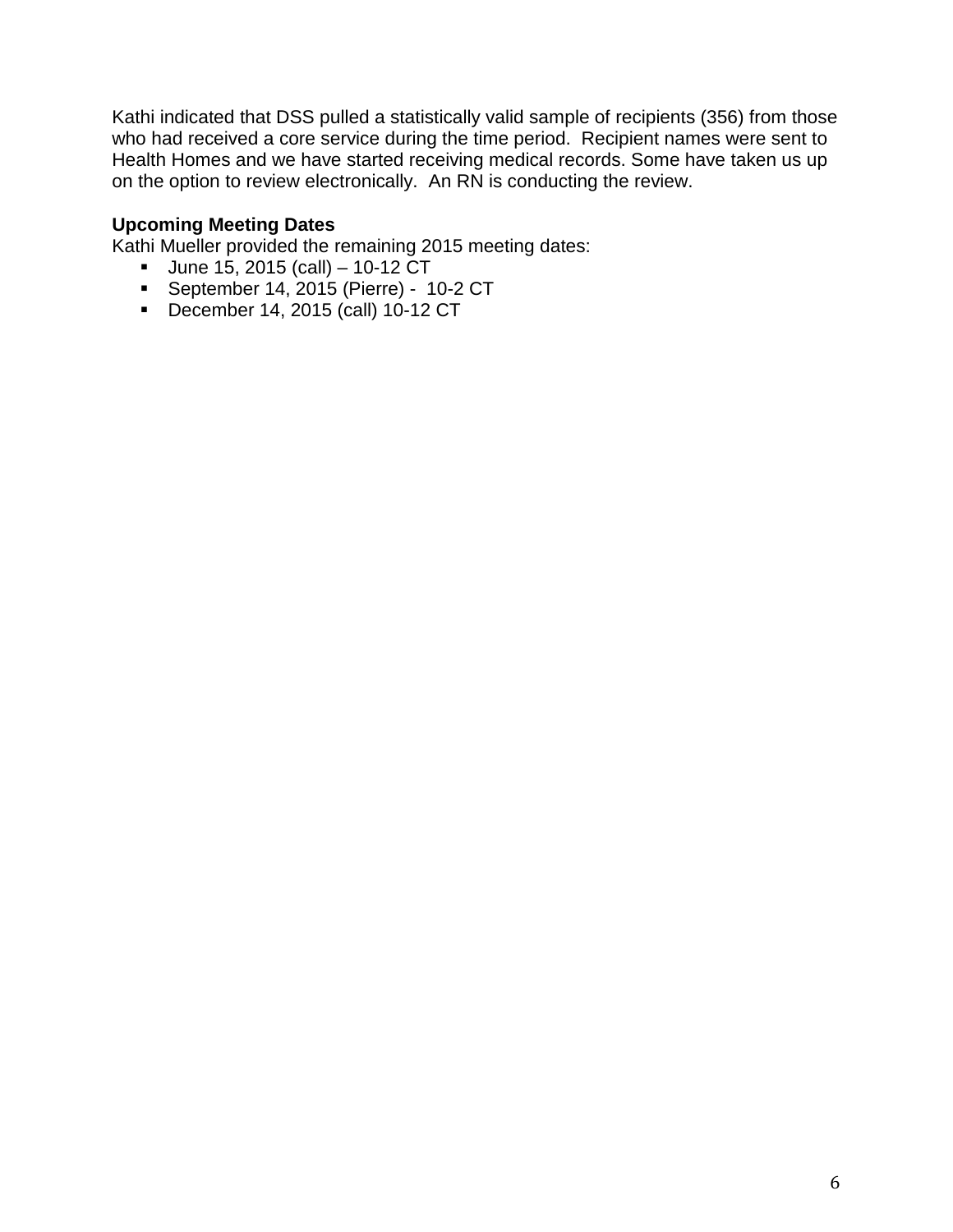Kathi indicated that DSS pulled a statistically valid sample of recipients (356) from those who had received a core service during the time period. Recipient names were sent to Health Homes and we have started receiving medical records. Some have taken us up on the option to review electronically. An RN is conducting the review.

**Upcoming Meeting Dates**

Kathi Mueller provided the remaining 2015 meeting dates:

- June 15, 2015 (call) – 10-12 CT
- September 14, 2015 (Pierre) - 10-2 CT
- December 14, 2015 (call) 10-12 CT